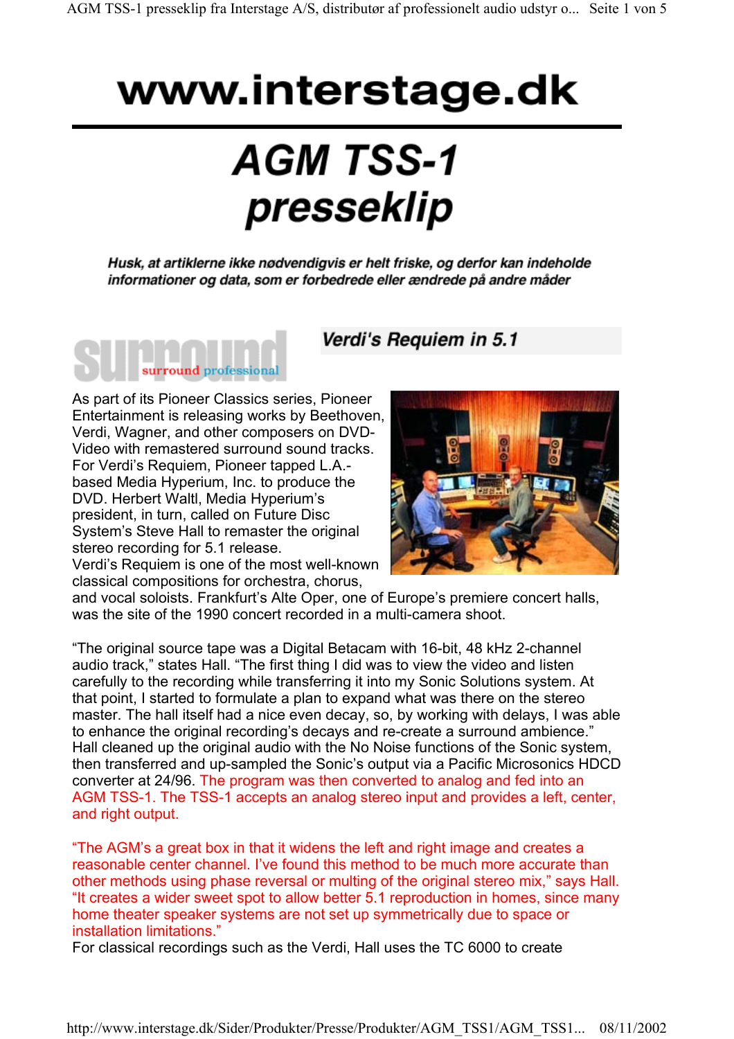# www.interstage.dk

# AGM TSS-1 presseklip

***Husk, at artiklerne ikke nødvendigvis er helt friske, og derfor kan indeholde informationer og data, som er forbedrede eller ændrede på andre måder***

surround surround professional

## Verdi's Requiem in 5.1

As part of its Pioneer Classics series, Pioneer Entertainment is releasing works by Beethoven, Verdi, Wagner, and other composers on DVD-Video with remastered surround sound tracks. For Verdi's Requiem, Pioneer tapped L.A.-based Media Hyperium, Inc. to produce the DVD. Herbert Waltl, Media Hyperium's president, in turn, called on Future Disc System's Steve Hall to remaster the original stereo recording for 5.1 release.
Verdi's Requiem is one of the most well-known classical compositions for orchestra, chorus, and vocal soloists. Frankfurt's Alte Oper, one of Europe's premiere concert halls, was the site of the 1990 concert recorded in a multi-camera shoot.

"The original source tape was a Digital Betacam with 16-bit, 48 kHz 2-channel audio track," states Hall. "The first thing I did was to view the video and listen carefully to the recording while transferring it into my Sonic Solutions system. At that point, I started to formulate a plan to expand what was there on the stereo master. The hall itself had a nice even decay, so, by working with delays, I was able to enhance the original recording's decays and re-create a surround ambience."
Hall cleaned up the original audio with the No Noise functions of the Sonic system, then transferred and up-sampled the Sonic's output via a Pacific Microsonics HDCD converter at 24/96. The program was then converted to analog and fed into an AGM TSS-1. The TSS-1 accepts an analog stereo input and provides a left, center, and right output.

"The AGM's a great box in that it widens the left and right image and creates a reasonable center channel. I've found this method to be much more accurate than other methods using phase reversal or multing of the original stereo mix," says Hall. "It creates a wider sweet spot to allow better 5.1 reproduction in homes, since many home theater speaker systems are not set up symmetrically due to space or installation limitations."
For classical recordings such as the Verdi, Hall uses the TC 6000 to create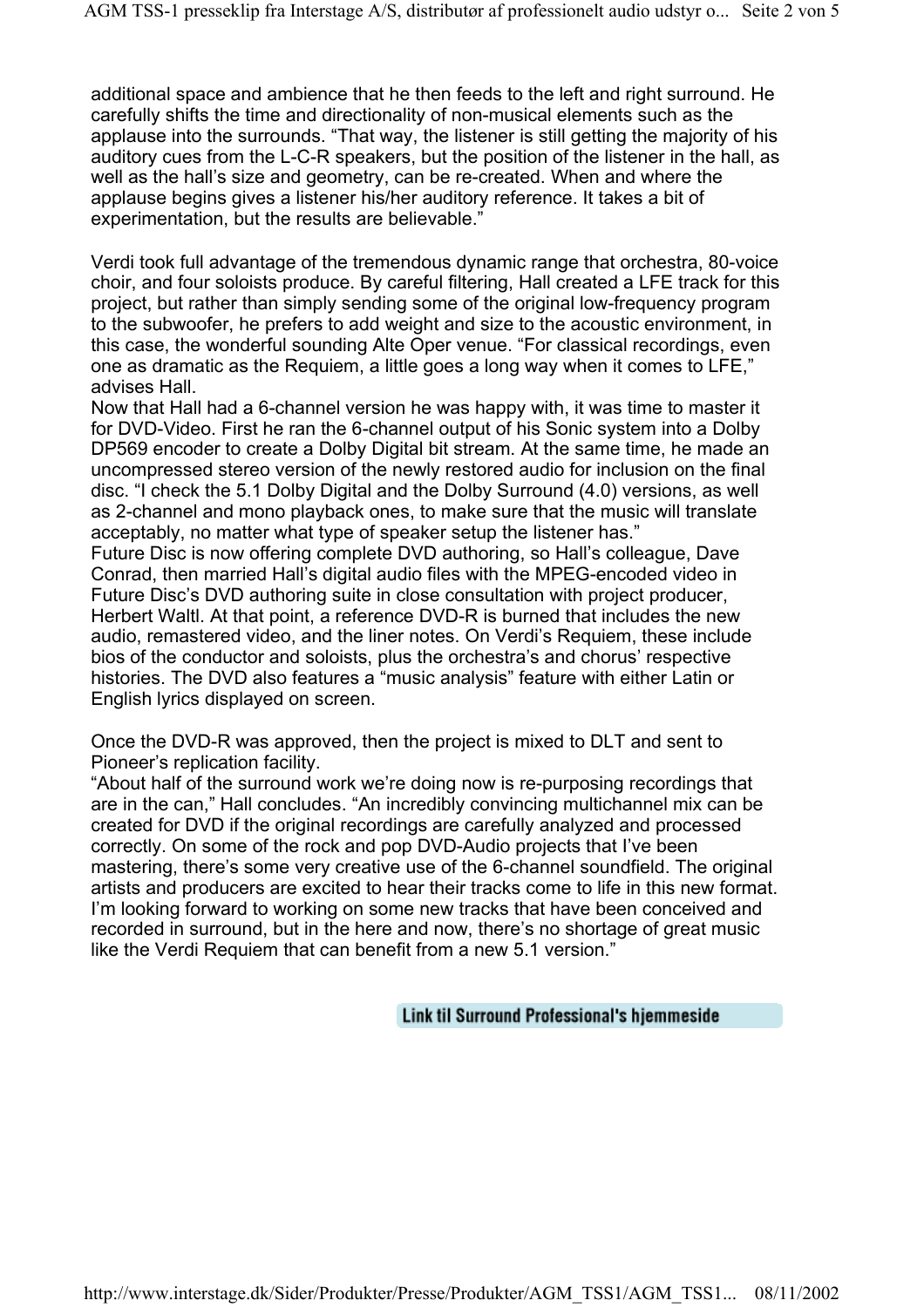additional space and ambience that he then feeds to the left and right surround. He carefully shifts the time and directionality of non-musical elements such as the applause into the surrounds. “That way, the listener is still getting the majority of his auditory cues from the L-C-R speakers, but the position of the listener in the hall, as well as the hall’s size and geometry, can be re-created. When and where the applause begins gives a listener his/her auditory reference. It takes a bit of experimentation, but the results are believable.”

Verdi took full advantage of the tremendous dynamic range that orchestra, 80-voice choir, and four soloists produce. By careful filtering, Hall created a LFE track for this project, but rather than simply sending some of the original low-frequency program to the subwoofer, he prefers to add weight and size to the acoustic environment, in this case, the wonderful sounding Alte Oper venue. “For classical recordings, even one as dramatic as the Requiem, a little goes a long way when it comes to LFE,” advises Hall.

Now that Hall had a 6-channel version he was happy with, it was time to master it for DVD-Video. First he ran the 6-channel output of his Sonic system into a Dolby DP569 encoder to create a Dolby Digital bit stream. At the same time, he made an uncompressed stereo version of the newly restored audio for inclusion on the final disc. “I check the 5.1 Dolby Digital and the Dolby Surround (4.0) versions, as well as 2-channel and mono playback ones, to make sure that the music will translate acceptably, no matter what type of speaker setup the listener has.”

Future Disc is now offering complete DVD authoring, so Hall’s colleague, Dave Conrad, then married Hall’s digital audio files with the MPEG-encoded video in Future Disc’s DVD authoring suite in close consultation with project producer, Herbert Waltl. At that point, a reference DVD-R is burned that includes the new audio, remastered video, and the liner notes. On Verdi’s Requiem, these include bios of the conductor and soloists, plus the orchestra’s and chorus’ respective histories. The DVD also features a “music analysis” feature with either Latin or English lyrics displayed on screen.

Once the DVD-R was approved, then the project is mixed to DLT and sent to Pioneer’s replication facility.

“About half of the surround work we’re doing now is re-purposing recordings that are in the can,” Hall concludes. “An incredibly convincing multichannel mix can be created for DVD if the original recordings are carefully analyzed and processed correctly. On some of the rock and pop DVD-Audio projects that I’ve been mastering, there’s some very creative use of the 6-channel soundfield. The original artists and producers are excited to hear their tracks come to life in this new format. I’m looking forward to working on some new tracks that have been conceived and recorded in surround, but in the here and now, there’s no shortage of great music like the Verdi Requiem that can benefit from a new 5.1 version.”

Link til Surround Professional's hjemmeside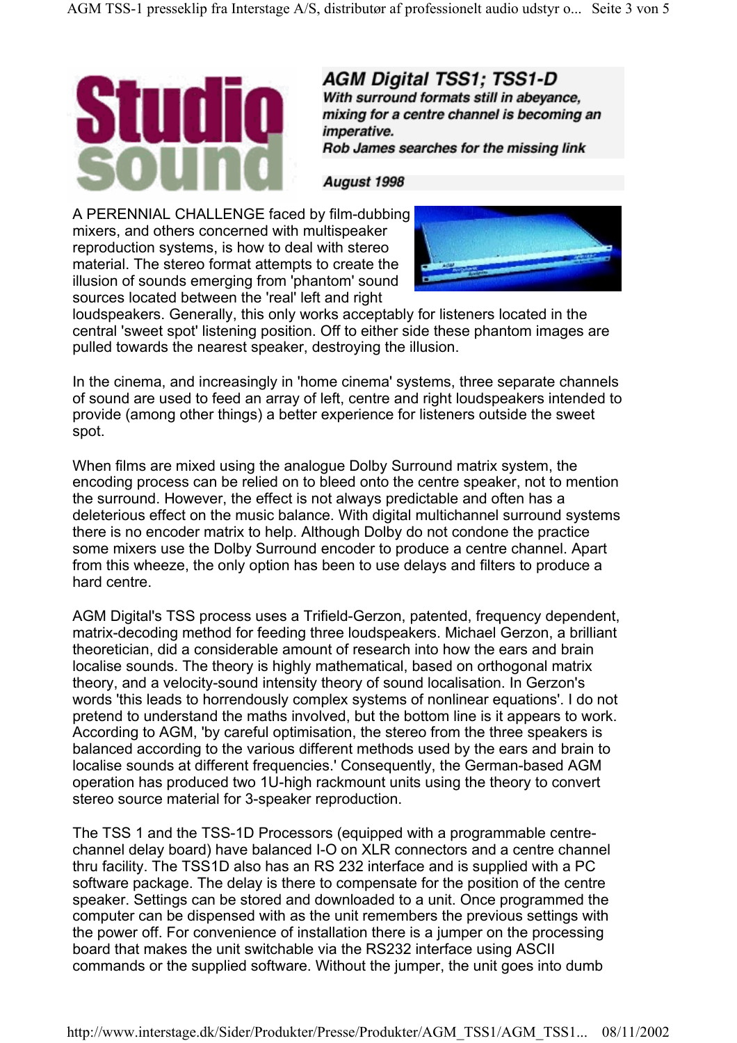Studio sound

## AGM Digital TSS1; TSS1-D

***With surround formats still in abeyance, mixing for a centre channel is becoming an imperative.***
***Rob James searches for the missing link***

***August 1998***

A PERENNIAL CHALLENGE faced by film-dubbing mixers, and others concerned with multispeaker reproduction systems, is how to deal with stereo material. The stereo format attempts to create the illusion of sounds emerging from 'phantom' sound sources located between the 'real' left and right loudspeakers. Generally, this only works acceptably for listeners located in the central 'sweet spot' listening position. Off to either side these phantom images are pulled towards the nearest speaker, destroying the illusion.

In the cinema, and increasingly in 'home cinema' systems, three separate channels of sound are used to feed an array of left, centre and right loudspeakers intended to provide (among other things) a better experience for listeners outside the sweet spot.

When films are mixed using the analogue Dolby Surround matrix system, the encoding process can be relied on to bleed onto the centre speaker, not to mention the surround. However, the effect is not always predictable and often has a deleterious effect on the music balance. With digital multichannel surround systems there is no encoder matrix to help. Although Dolby do not condone the practice some mixers use the Dolby Surround encoder to produce a centre channel. Apart from this wheeze, the only option has been to use delays and filters to produce a hard centre.

AGM Digital's TSS process uses a Trifield-Gerzon, patented, frequency dependent, matrix-decoding method for feeding three loudspeakers. Michael Gerzon, a brilliant theoretician, did a considerable amount of research into how the ears and brain localise sounds. The theory is highly mathematical, based on orthogonal matrix theory, and a velocity-sound intensity theory of sound localisation. In Gerzon's words 'this leads to horrendously complex systems of nonlinear equations'. I do not pretend to understand the maths involved, but the bottom line is it appears to work. According to AGM, 'by careful optimisation, the stereo from the three speakers is balanced according to the various different methods used by the ears and brain to localise sounds at different frequencies.' Consequently, the German-based AGM operation has produced two 1U-high rackmount units using the theory to convert stereo source material for 3-speaker reproduction.

The TSS 1 and the TSS-1D Processors (equipped with a programmable centre-channel delay board) have balanced I-O on XLR connectors and a centre channel thru facility. The TSS1D also has an RS 232 interface and is supplied with a PC software package. The delay is there to compensate for the position of the centre speaker. Settings can be stored and downloaded to a unit. Once programmed the computer can be dispensed with as the unit remembers the previous settings with the power off. For convenience of installation there is a jumper on the processing board that makes the unit switchable via the RS232 interface using ASCII commands or the supplied software. Without the jumper, the unit goes into dumb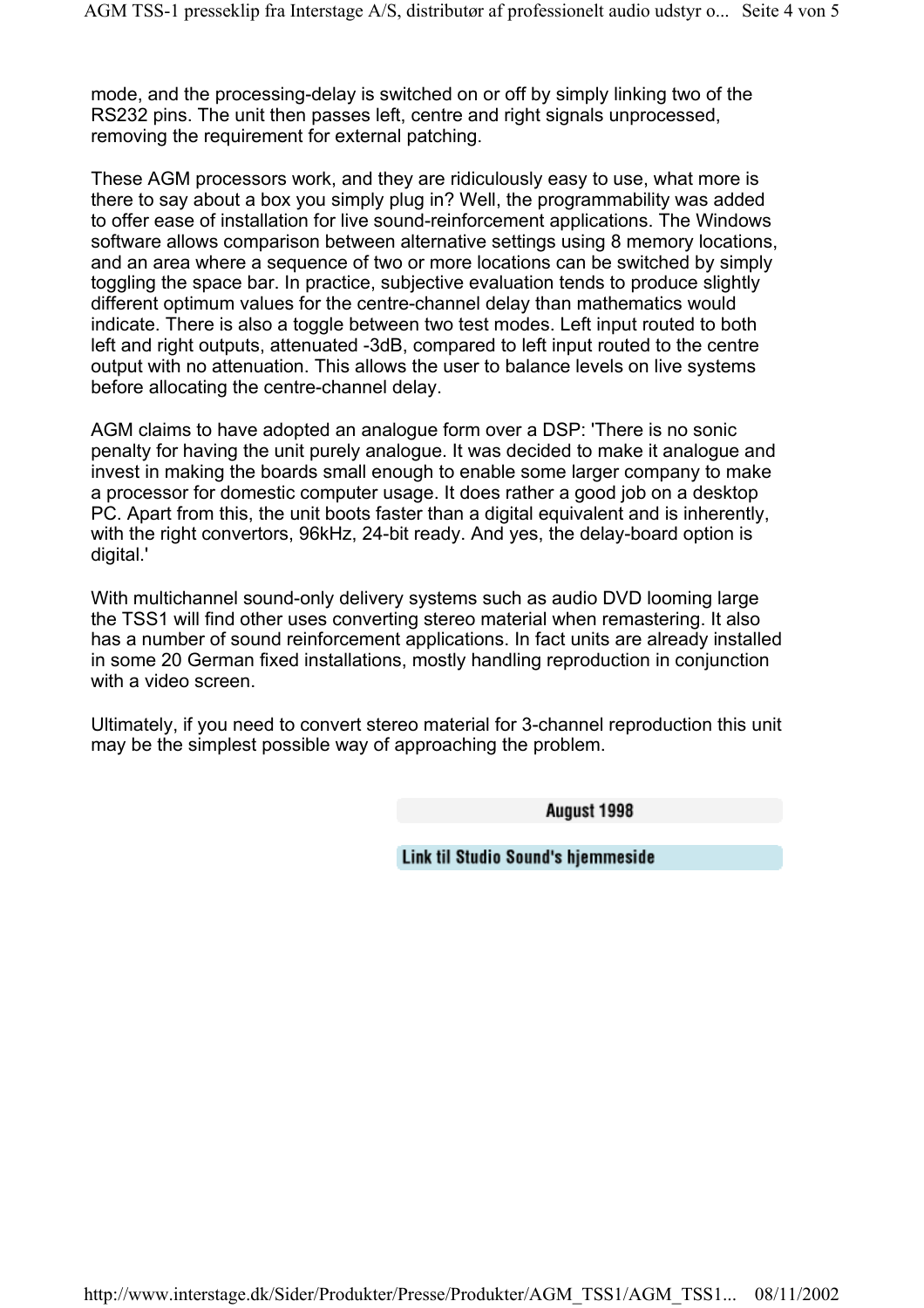mode, and the processing-delay is switched on or off by simply linking two of the RS232 pins. The unit then passes left, centre and right signals unprocessed, removing the requirement for external patching.

These AGM processors work, and they are ridiculously easy to use, what more is there to say about a box you simply plug in? Well, the programmability was added to offer ease of installation for live sound-reinforcement applications. The Windows software allows comparison between alternative settings using 8 memory locations, and an area where a sequence of two or more locations can be switched by simply toggling the space bar. In practice, subjective evaluation tends to produce slightly different optimum values for the centre-channel delay than mathematics would indicate. There is also a toggle between two test modes. Left input routed to both left and right outputs, attenuated -3dB, compared to left input routed to the centre output with no attenuation. This allows the user to balance levels on live systems before allocating the centre-channel delay.

AGM claims to have adopted an analogue form over a DSP: 'There is no sonic penalty for having the unit purely analogue. It was decided to make it analogue and invest in making the boards small enough to enable some larger company to make a processor for domestic computer usage. It does rather a good job on a desktop PC. Apart from this, the unit boots faster than a digital equivalent and is inherently, with the right convertors, 96kHz, 24-bit ready. And yes, the delay-board option is digital.'

With multichannel sound-only delivery systems such as audio DVD looming large the TSS1 will find other uses converting stereo material when remastering. It also has a number of sound reinforcement applications. In fact units are already installed in some 20 German fixed installations, mostly handling reproduction in conjunction with a video screen.

Ultimately, if you need to convert stereo material for 3-channel reproduction this unit may be the simplest possible way of approaching the problem.

**August 1998**

**Link til Studio Sound's hjemmeside**